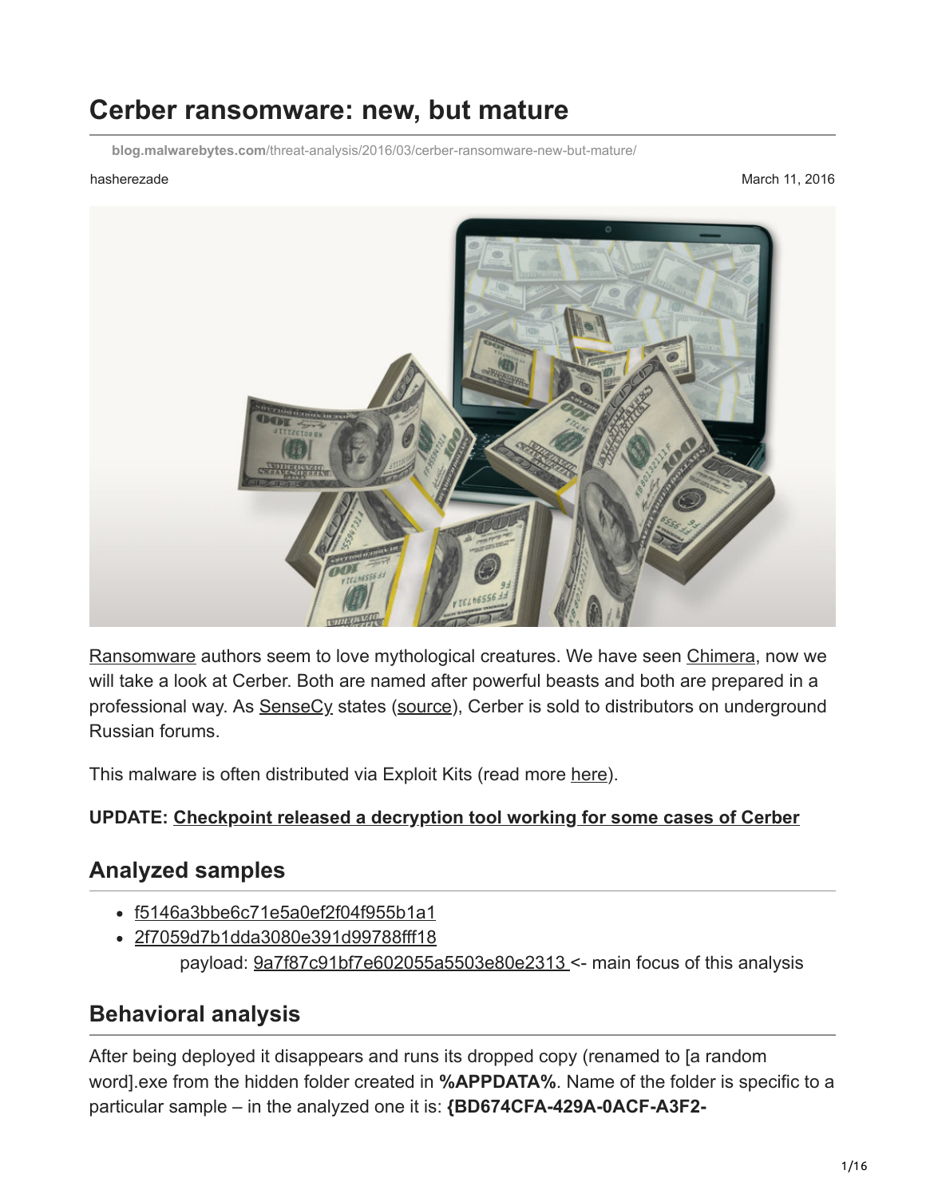# Cerber ransomware: new, but mature

blog.malwarebytes.com/threat-analysis/2016/03/cerber-ransomware-new-but-mature/

hasherezade

March 11, 2016

Ransomware authors seem to love mythological creatures. We have seen Chimera, now we will take a look at Cerber. Both are named after powerful beasts and both are prepared in a professional way. As SenseCy states (source), Cerber is sold to distributors on underground Russian forums.

This malware is often distributed via Exploit Kits (read more here).

**UPDATE: Checkpoint released a decryption tool working for some cases of Cerber**

## Analyzed samples

- f5146a3bbe6c71e5a0ef2f04f955b1a1
- 2f7059d7b1dda3080e391d99788fff18
  payload: 9a7f87c91bf7e602055a5503e80e2313 <- main focus of this analysis

## Behavioral analysis

After being deployed it disappears and runs its dropped copy (renamed to [a random word].exe from the hidden folder created in **%APPDATA%**. Name of the folder is specific to a particular sample – in the analyzed one it is: **{BD674CFA-429A-0ACF-A3F2-**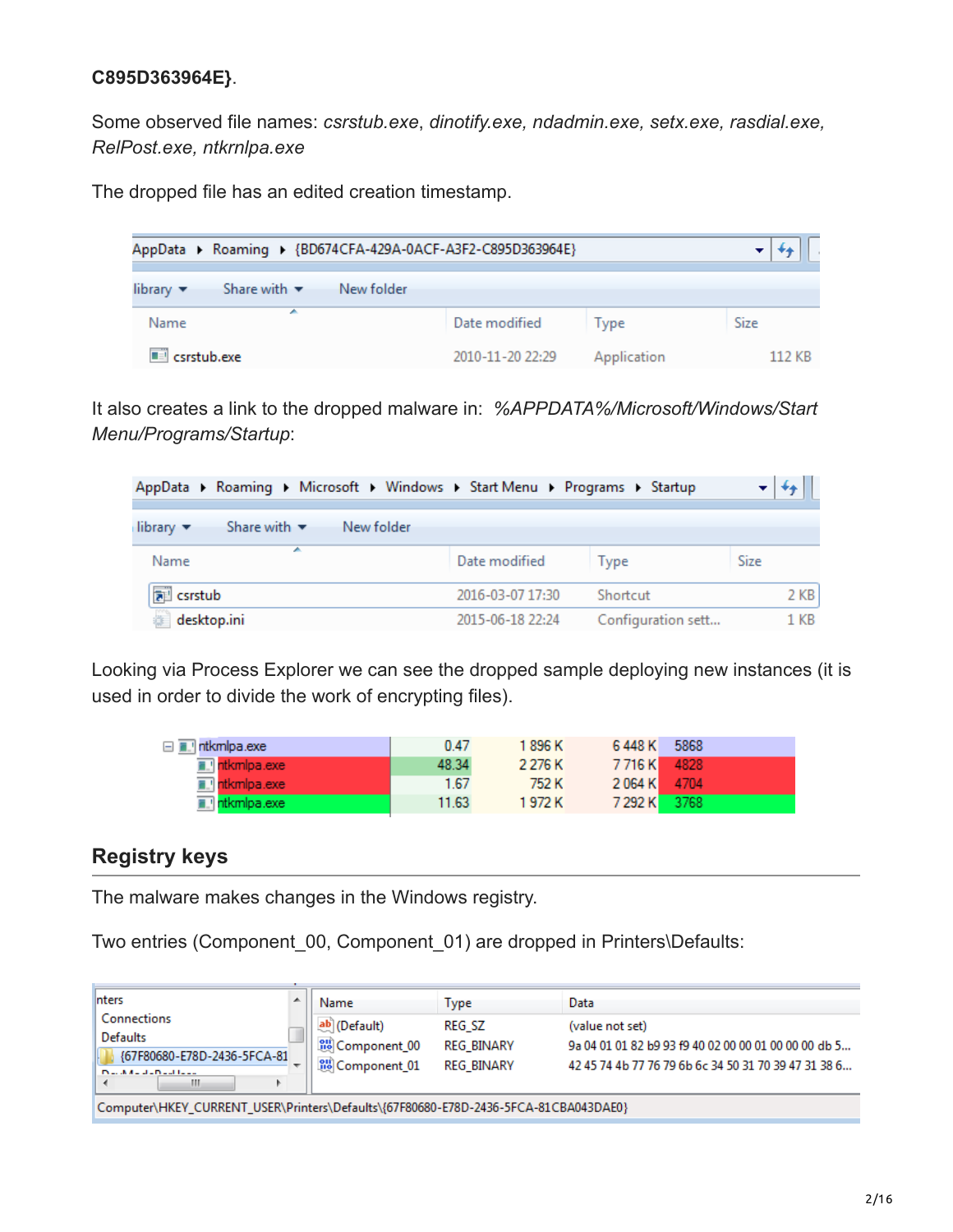**C895D363964E}**.

Some observed file names: *csrstub.exe*, *dinotify.exe, ndadmin.exe, setx.exe, rasdial.exe, RelPost.exe, ntkrnlpa.exe*

The dropped file has an edited creation timestamp.

It also creates a link to the dropped malware in: *%APPDATA%/Microsoft/Windows/Start Menu/Programs/Startup*:

Looking via Process Explorer we can see the dropped sample deploying new instances (it is used in order to divide the work of encrypting files).

## Registry keys

The malware makes changes in the Windows registry.

Two entries (Component_00, Component_01) are dropped in Printers\Defaults: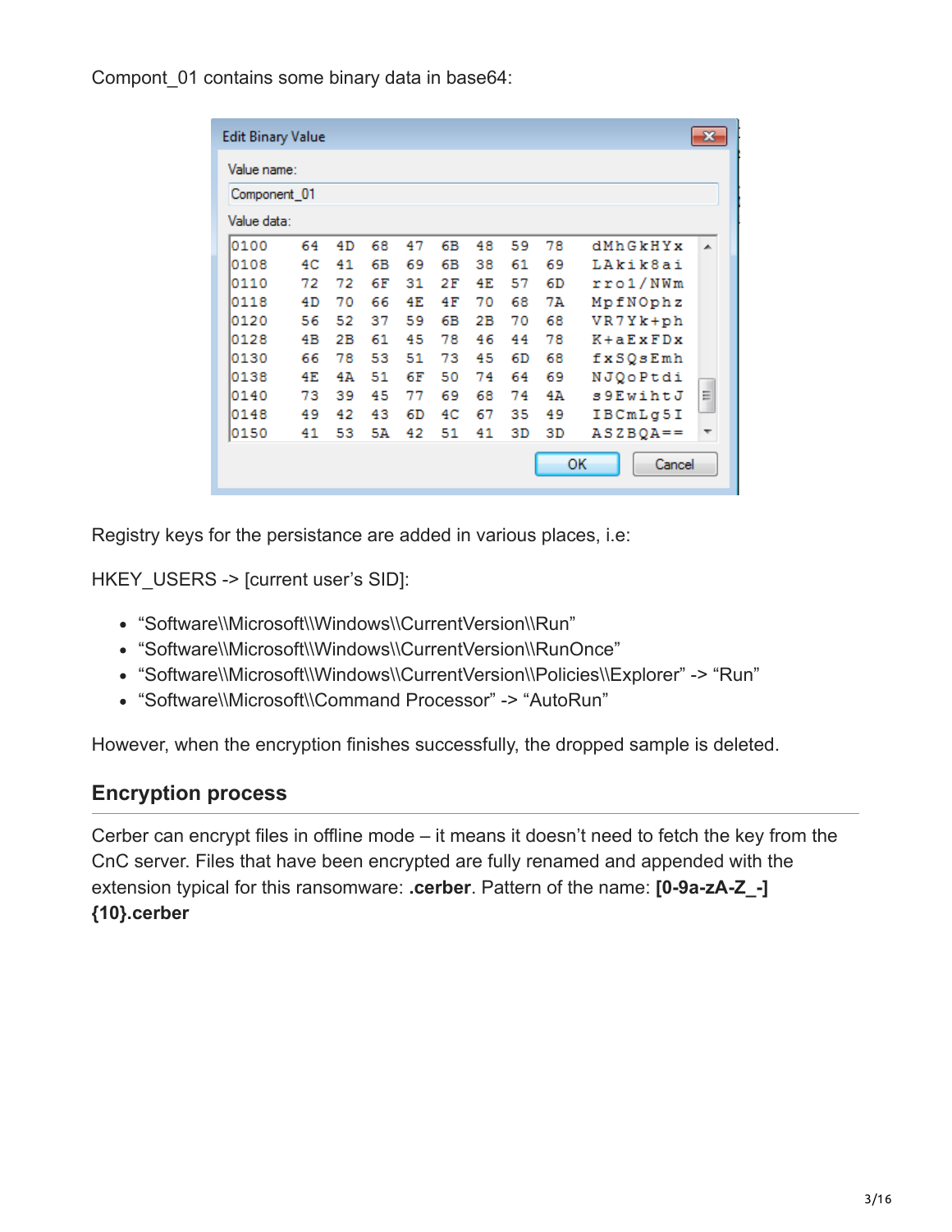Compont_01 contains some binary data in base64:

```
Edit Binary Value

Value name:
Component_01

Value data:
0100    64  4D  68  47  6B  48  59  78    dMhGkHYx
0108    4C  41  6B  69  6B  38  61  69    LAkik8ai
0110    72  72  6F  31  2F  4E  57  6D    rro1/NWm
0118    4D  70  66  4E  4F  70  68  7A    MpfNOphz
0120    56  52  37  59  6B  2B  70  68    VR7Yk+ph
0128    4B  2B  61  45  78  46  44  78    K+aExFDx
0130    66  78  53  51  73  45  6D  68    fxSQsEmh
0138    4E  4A  51  6F  50  74  64  69    NJQoPtdi
0140    73  39  45  77  69  68  74  4A    s9EwihtJ
0148    49  42  43  6D  4C  67  35  49    IBCmLg5I
0150    41  53  5A  42  51  41  3D  3D    ASZBQA==

OK    Cancel
```

Registry keys for the persistance are added in various places, i.e:

HKEY_USERS -> [current user's SID]:

- "Software\\Microsoft\\Windows\\CurrentVersion\\Run"
- "Software\\Microsoft\\Windows\\CurrentVersion\\RunOnce"
- "Software\\Microsoft\\Windows\\CurrentVersion\\Policies\\Explorer" -> "Run"
- "Software\\Microsoft\\Command Processor" -> "AutoRun"

However, when the encryption finishes successfully, the dropped sample is deleted.

## Encryption process

Cerber can encrypt files in offline mode – it means it doesn't need to fetch the key from the CnC server. Files that have been encrypted are fully renamed and appended with the extension typical for this ransomware: **.cerber**. Pattern of the name: **[0-9a-zA-Z_-]{10}.cerber**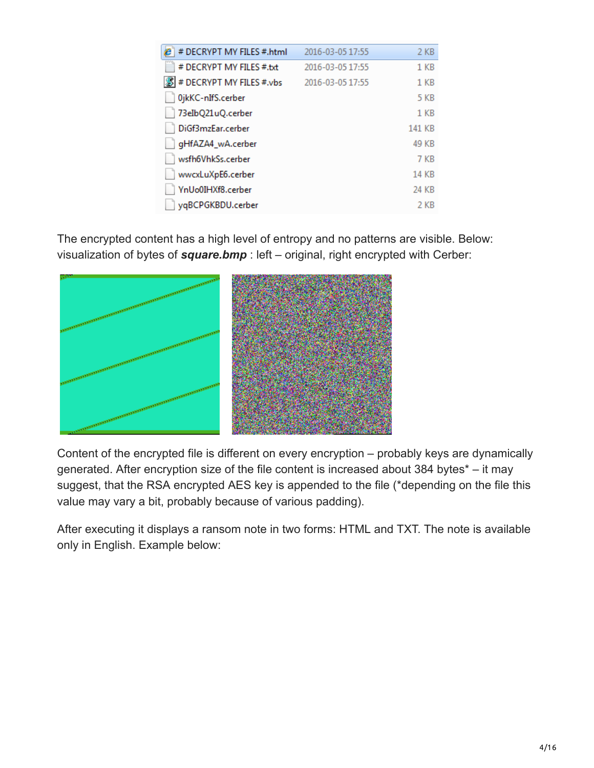The encrypted content has a high level of entropy and no patterns are visible. Below: visualization of bytes of ***square.bmp*** : left – original, right encrypted with Cerber:

Content of the encrypted file is different on every encryption – probably keys are dynamically generated. After encryption size of the file content is increased about 384 bytes* – it may suggest, that the RSA encrypted AES key is appended to the file (*depending on the file this value may vary a bit, probably because of various padding).

After executing it displays a ransom note in two forms: HTML and TXT. The note is available only in English. Example below: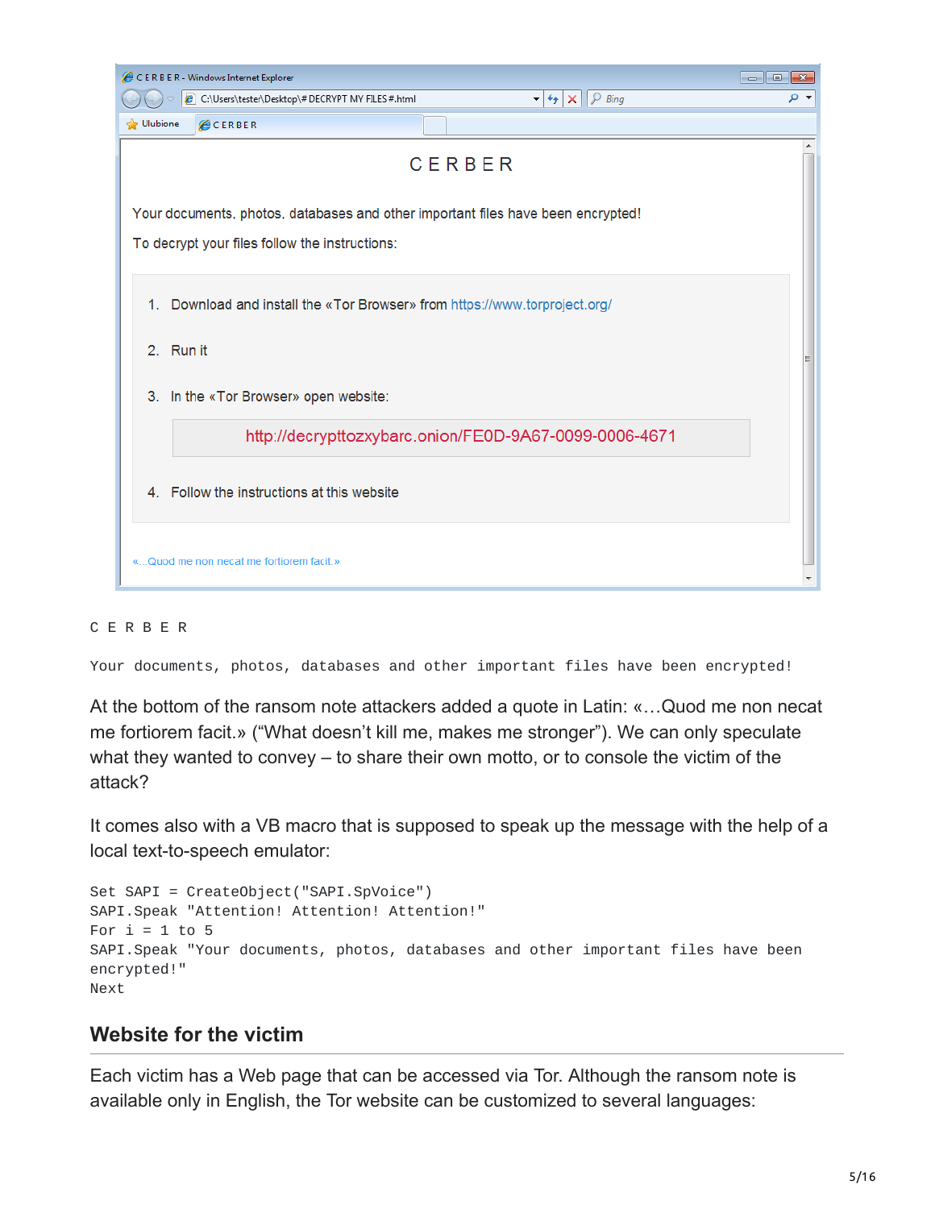```
C E R B E R

Your documents, photos, databases and other important files have been encrypted!
```

At the bottom of the ransom note attackers added a quote in Latin: «…Quod me non necat me fortiorem facit.» ("What doesn't kill me, makes me stronger"). We can only speculate what they wanted to convey – to share their own motto, or to console the victim of the attack?

It comes also with a VB macro that is supposed to speak up the message with the help of a local text-to-speech emulator:

```
Set SAPI = CreateObject("SAPI.SpVoice")
SAPI.Speak "Attention! Attention! Attention!"
For i = 1 to 5
SAPI.Speak "Your documents, photos, databases and other important files have been
encrypted!"
Next
```

## Website for the victim

Each victim has a Web page that can be accessed via Tor. Although the ransom note is available only in English, the Tor website can be customized to several languages: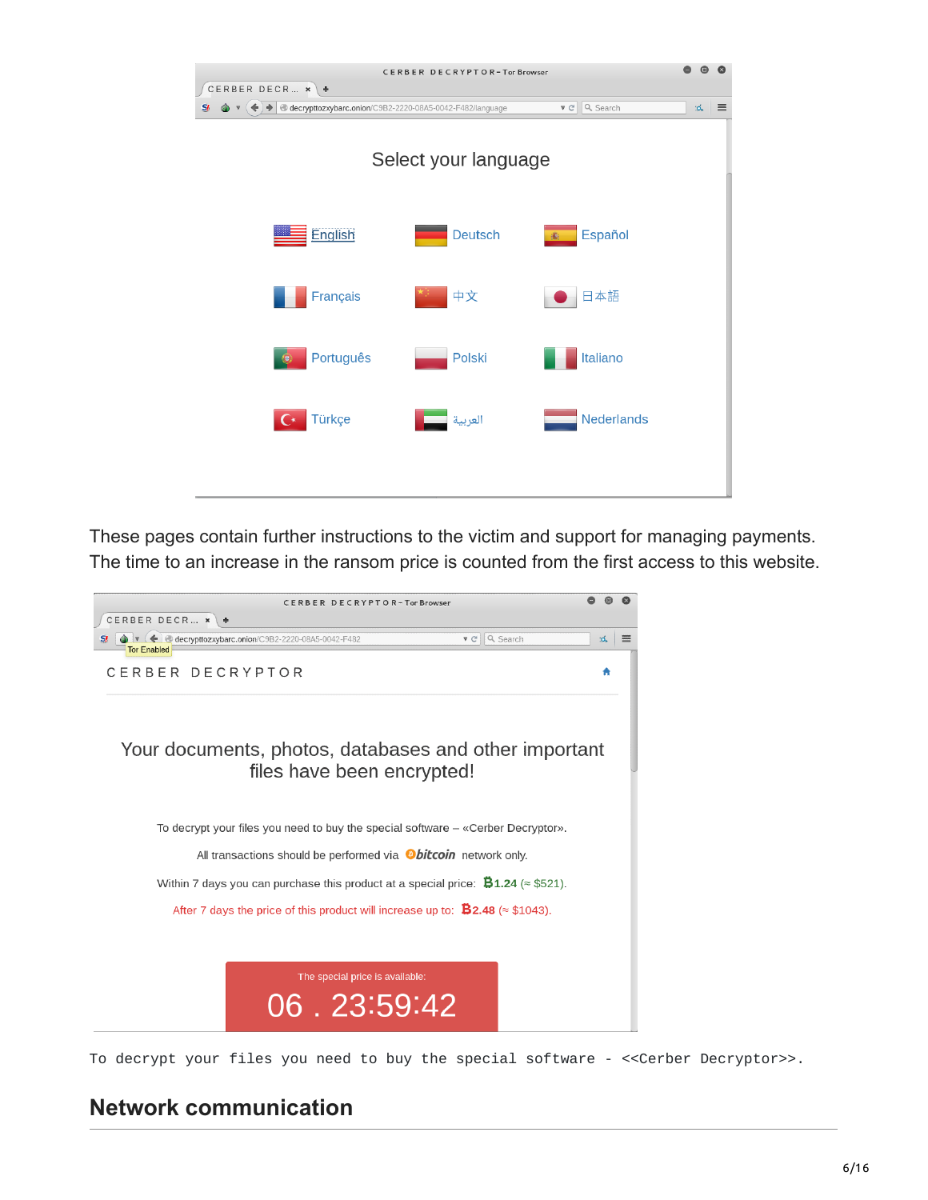These pages contain further instructions to the victim and support for managing payments. The time to an increase in the ransom price is counted from the first access to this website.

```
To decrypt your files you need to buy the special software - <<Cerber Decryptor>>.
```

## Network communication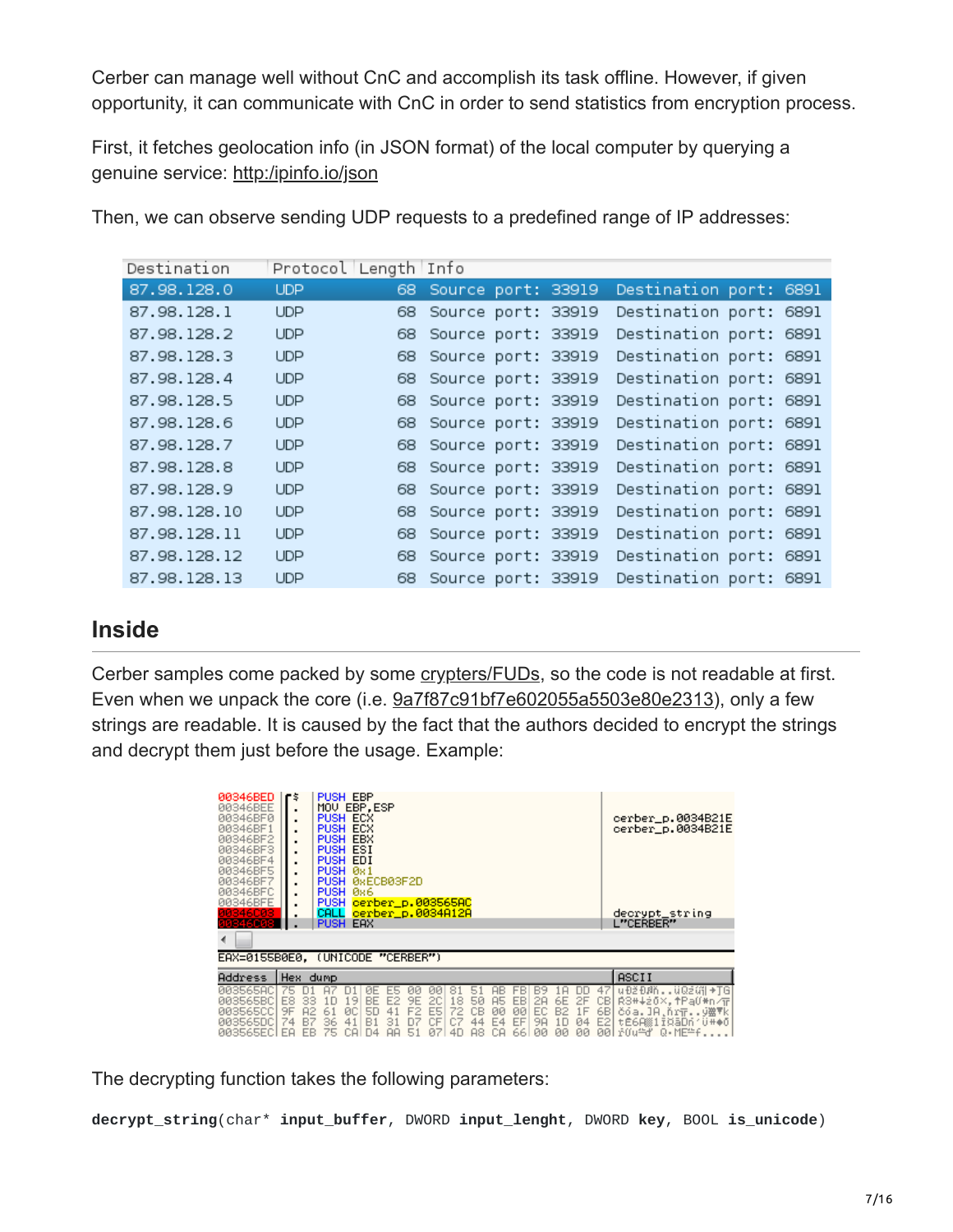Cerber can manage well without CnC and accomplish its task offline. However, if given opportunity, it can communicate with CnC in order to send statistics from encryption process.

First, it fetches geolocation info (in JSON format) of the local computer by querying a genuine service: http:/ipinfo.io/json

Then, we can observe sending UDP requests to a predefined range of IP addresses:

| Destination | Protocol | Length | Info |
|---|---|---|---|
| 87.98.128.0 | UDP | 68 | Source port: 33919 Destination port: 6891 |
| 87.98.128.1 | UDP | 68 | Source port: 33919 Destination port: 6891 |
| 87.98.128.2 | UDP | 68 | Source port: 33919 Destination port: 6891 |
| 87.98.128.3 | UDP | 68 | Source port: 33919 Destination port: 6891 |
| 87.98.128.4 | UDP | 68 | Source port: 33919 Destination port: 6891 |
| 87.98.128.5 | UDP | 68 | Source port: 33919 Destination port: 6891 |
| 87.98.128.6 | UDP | 68 | Source port: 33919 Destination port: 6891 |
| 87.98.128.7 | UDP | 68 | Source port: 33919 Destination port: 6891 |
| 87.98.128.8 | UDP | 68 | Source port: 33919 Destination port: 6891 |
| 87.98.128.9 | UDP | 68 | Source port: 33919 Destination port: 6891 |
| 87.98.128.10 | UDP | 68 | Source port: 33919 Destination port: 6891 |
| 87.98.128.11 | UDP | 68 | Source port: 33919 Destination port: 6891 |
| 87.98.128.12 | UDP | 68 | Source port: 33919 Destination port: 6891 |
| 87.98.128.13 | UDP | 68 | Source port: 33919 Destination port: 6891 |

## Inside

Cerber samples come packed by some crypters/FUDs, so the code is not readable at first. Even when we unpack the core (i.e. 9a7f87c91bf7e602055a5503e80e2313), only a few strings are readable. It is caused by the fact that the authors decided to encrypt the strings and decrypt them just before the usage. Example:

```
00346BED  PUSH EBP
00346BEE  MOV EBP,ESP
00346BF0  PUSH ECX                    cerber_p.0034B21E
00346BF1  PUSH ECX                    cerber_p.0034B21E
00346BF2  PUSH EBX
00346BF3  PUSH ESI
00346BF4  PUSH EDI
00346BF5  PUSH 0x1
00346BF7  PUSH 0xECB03F2D
00346BFC  PUSH 0x6
00346BFE  PUSH cerber_p.003565AC
00346C03  CALL cerber_p.0034A12A      decrypt_string
00346C08  PUSH EAX                    L"CERBER"

EAX=0155B0E0, (UNICODE "CERBER")

Address   Hex dump
003565AC  75 D1 A7 D1 0E E5 00 00 81 51 AB FB B9 1A DD 47
003565BC  E8 33 1D 19 BE E2 9E 2C 18 50 A5 EB 2A 6E 2F CB
003565CC  9F A2 61 0C 5D 41 F2 E5 72 CB 00 00 EC B2 1F 6B
003565DC  74 B7 36 41 B1 31 D7 CF C7 44 E4 EF 9A 1D 04 E2
003565EC  EA EB 75 CA D4 AA 51 07 4D A8 CA 66 00 00 00 00
```

The decrypting function takes the following parameters:

**decrypt_string**(char* **input_buffer**, DWORD **input_lenght**, DWORD **key**, BOOL **is_unicode**)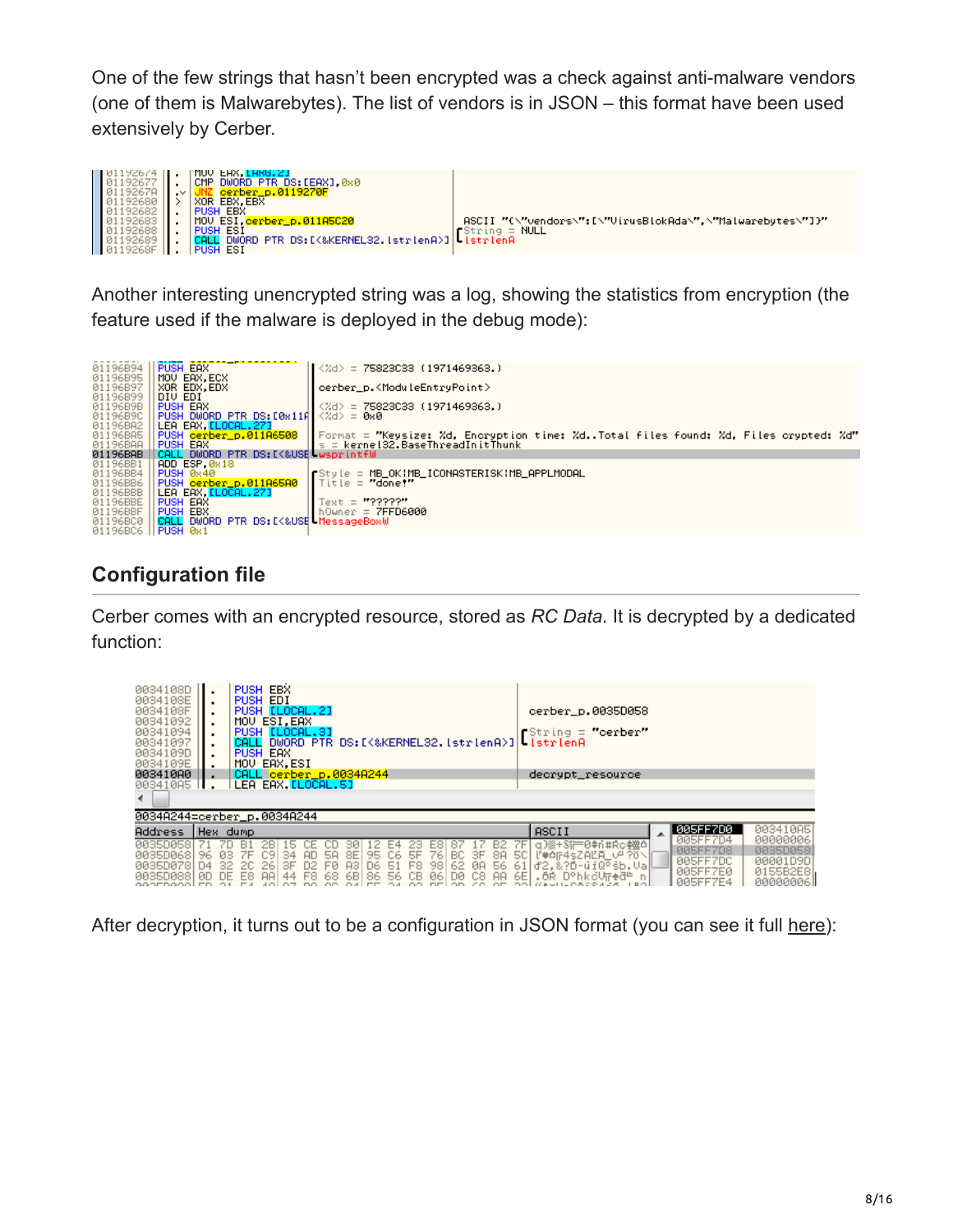One of the few strings that hasn't been encrypted was a check against anti-malware vendors (one of them is Malwarebytes). The list of vendors is in JSON – this format have been used extensively by Cerber.

```
01192674  MOV EAX,[ARG.2]
01192677  CMP DWORD PTR DS:[EAX],0x0
0119267A  JNZ cerber_p.0119270F
01192680  XOR EBX,EBX
01192682  PUSH EBX
01192683  MOV ESI,cerber_p.011A5C20          ASCII "{\"vendors\":[\"VirusBlokAda\",\"Malwarebytes\"]}"
01192688  PUSH ESI                            String = NULL
01192689  CALL DWORD PTR DS:[<&KERNEL32.lstrlenA>]   lstrlenA
0119268F  PUSH ESI
```

Another interesting unencrypted string was a log, showing the statistics from encryption (the feature used if the malware is deployed in the debug mode):

```
01196B94  PUSH EAX                            <%d> = 75823C33 (1971469363.)
01196B95  MOV EAX,ECX
01196B97  XOR EDX,EDX                         cerber_p.<ModuleEntryPoint>
01196B99  DIV EDI
01196B9B  PUSH EAX                            <%d> = 75823C33 (1971469363.)
01196B9C  PUSH DWORD PTR DS:[0x11A            <%d> = 0x0
01196BA2  LEA EAX,[LOCAL.27]
01196BA5  PUSH cerber_p.011A6508              Format = "Keysize: %d, Encryption time: %d..Total files found: %d, Files crypted: %d"
01196BAA  PUSH EAX                            s = kernel32.BaseThreadInitThunk
01196BAB  CALL DWORD PTR DS:[<&USE            wsprintfW
01196BB1  ADD ESP,0x18
01196BB4  PUSH 0x40                           Style = MB_OK|MB_ICONASTERISK|MB_APPLMODAL
01196BB6  PUSH cerber_p.011A65A0              Title = "done!"
01196BBB  LEA EAX,[LOCAL.27]
01196BBE  PUSH EAX                            Text = "?????"
01196BBF  PUSH EBX                            hOwner = 7FFD6000
01196BC0  CALL DWORD PTR DS:[<&USE            MessageBoxW
01196BC6  PUSH 0x1
```

## Configuration file

Cerber comes with an encrypted resource, stored as *RC Data*. It is decrypted by a dedicated function:

```
0034108D  PUSH EBX
0034108E  PUSH EDI
0034108F  PUSH [LOCAL.2]                      cerber_p.0035D058
00341092  MOV ESI,EAX
00341094  PUSH [LOCAL.3]                      String = "cerber"
00341097  CALL DWORD PTR DS:[<&KERNEL32.lstrlenA>]   lstrlenA
0034109D  PUSH EAX
0034109E  MOV EAX,ESI
003410A0  CALL cerber_p.0034A244              decrypt_resource
003410A5  LEA EAX,[LOCAL.5]

0034A244=cerber_p.0034A244

Address   Hex dump                                         ASCII
0035D058  71 7D B1 2B 15 CE CD 30 12 E4 23 E8 87 17 B2 7F
0035D068  96 03 7F C9 34 AD 5A 8E 95 C6 5F 76 BC 3F 8A 5C
0035D078  D4 32 2C 26 3F D2 F0 A3 D6 51 F8 98 62 0A 56 61  d2,&?Ð-ÿiQ°$b.Va
0035D088  0D DE E8 AA 44 F8 68 6B 86 56 CB 06 D0 C8 AA 6E  .ÐR D°hkçV...n

005FF7D0  003410A5
005FF7D4  00000006
005FF7D8  0035D058
005FF7DC  00001D9D
005FF7E0  0155B2E8
005FF7E4  00000006
```

After decryption, it turns out to be a configuration in JSON format (you can see it full here):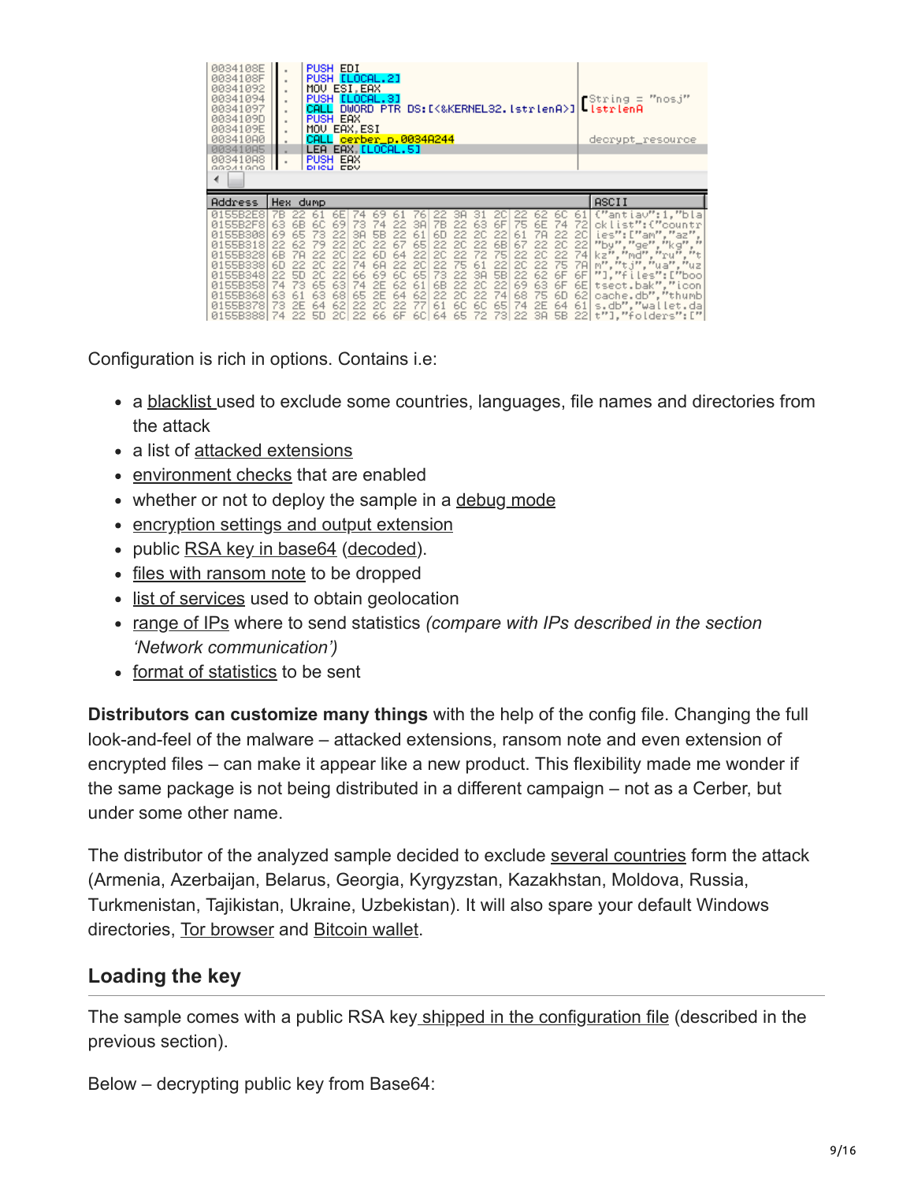Configuration is rich in options. Contains i.e:

- a blacklist used to exclude some countries, languages, file names and directories from the attack
- a list of attacked extensions
- environment checks that are enabled
- whether or not to deploy the sample in a debug mode
- encryption settings and output extension
- public RSA key in base64 (decoded).
- files with ransom note to be dropped
- list of services used to obtain geolocation
- range of IPs where to send statistics *(compare with IPs described in the section 'Network communication')*
- format of statistics to be sent

**Distributors can customize many things** with the help of the config file. Changing the full look-and-feel of the malware – attacked extensions, ransom note and even extension of encrypted files – can make it appear like a new product. This flexibility made me wonder if the same package is not being distributed in a different campaign – not as a Cerber, but under some other name.

The distributor of the analyzed sample decided to exclude several countries form the attack (Armenia, Azerbaijan, Belarus, Georgia, Kyrgyzstan, Kazakhstan, Moldova, Russia, Turkmenistan, Tajikistan, Ukraine, Uzbekistan). It will also spare your default Windows directories, Tor browser and Bitcoin wallet.

## Loading the key

The sample comes with a public RSA key shipped in the configuration file (described in the previous section).

Below – decrypting public key from Base64: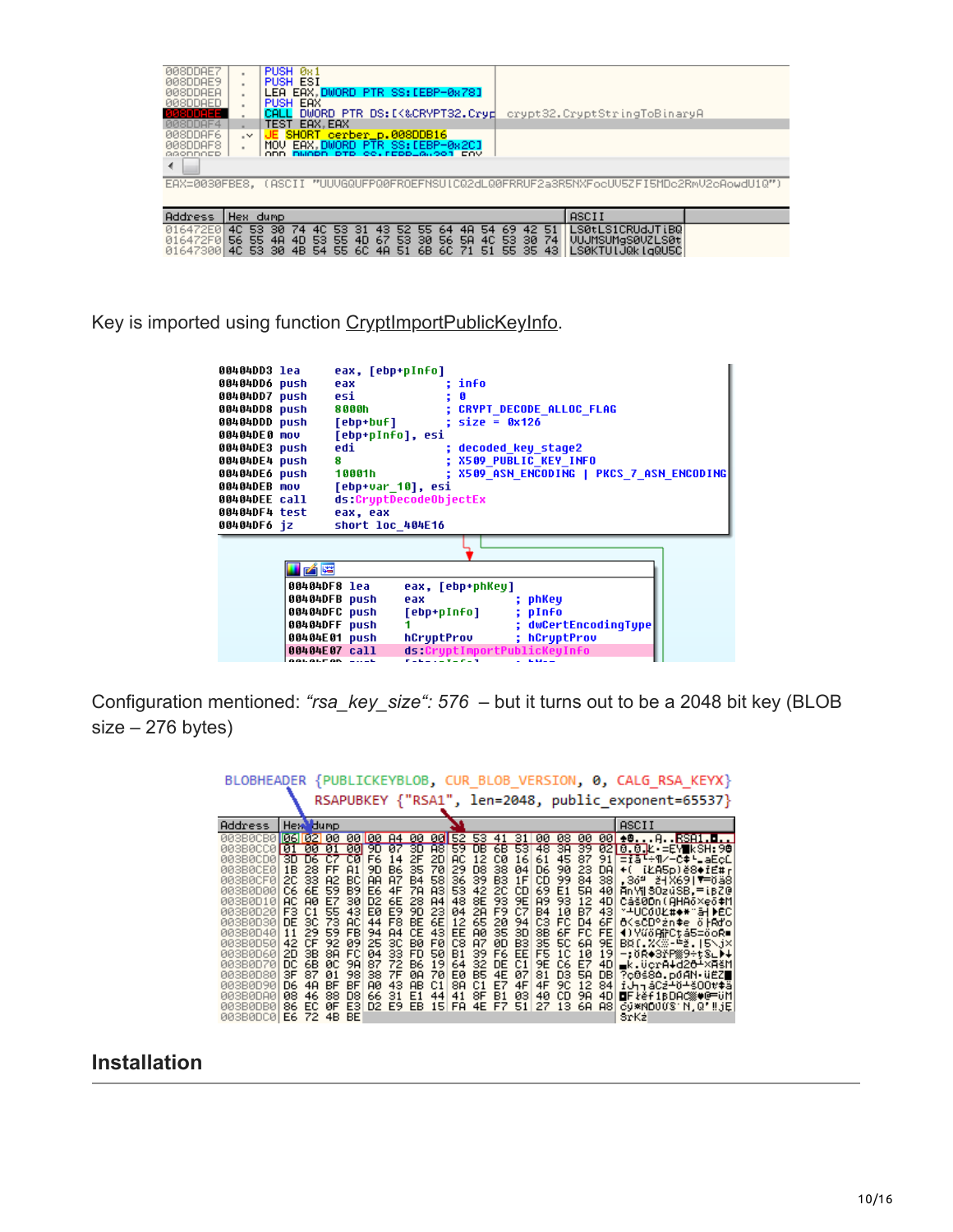Key is imported using function CryptImportPublicKeyInfo.

Configuration mentioned: *“rsa_key_size“: 576* – but it turns out to be a 2048 bit key (BLOB size – 276 bytes)

## Installation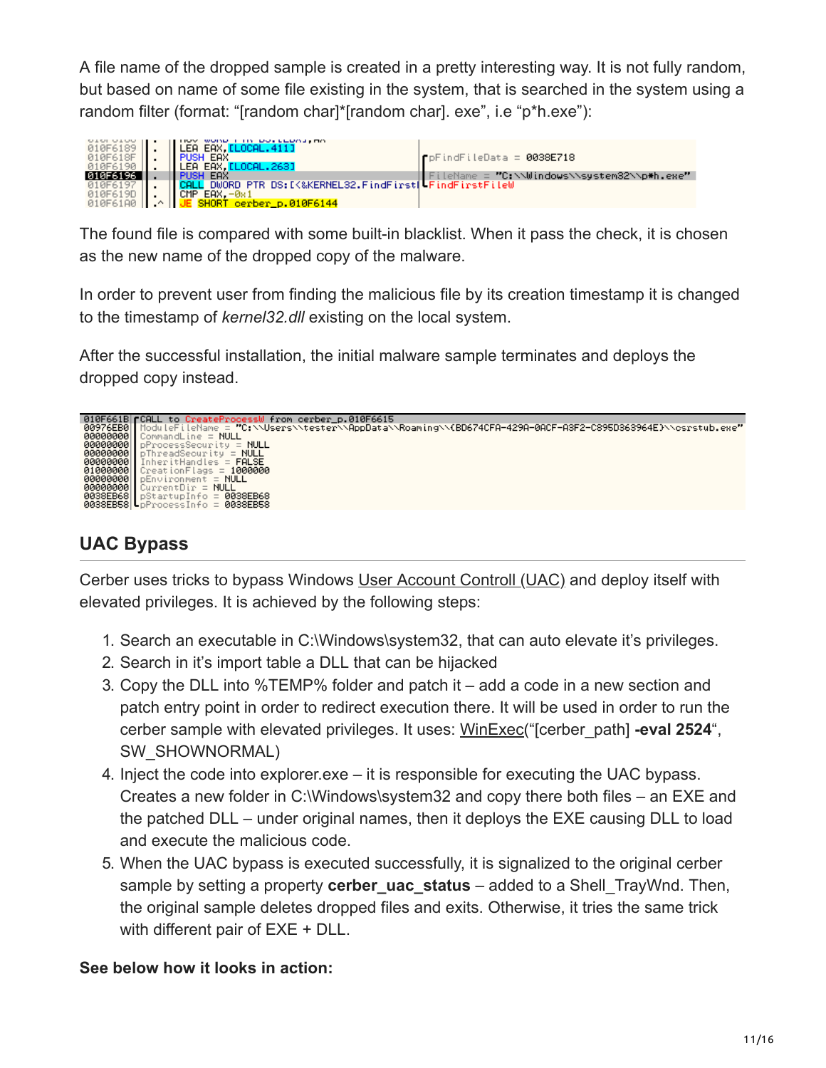A file name of the dropped sample is created in a pretty interesting way. It is not fully random, but based on name of some file existing in the system, that is searched in the system using a random filter (format: "[random char]*[random char]. exe", i.e "p*h.exe"):

```
010F6189  LEA EAX,[LOCAL.411]
010F618F  PUSH EAX                                        pFindFileData = 0038E718
010F6190  LEA EAX,[LOCAL.263]
010F6196  PUSH EAX                                        FileName = "C:\\Windows\\system32\\p*h.exe"
010F6197  CALL DWORD PTR DS:[<&KERNEL32.FindFirstl        FindFirstFileW
010F619D  CMP EAX,-0x1
010F61A0  JE SHORT cerber_p.010F6144
```

The found file is compared with some built-in blacklist. When it pass the check, it is chosen as the new name of the dropped copy of the malware.

In order to prevent user from finding the malicious file by its creation timestamp it is changed to the timestamp of *kernel32.dll* existing on the local system.

After the successful installation, the initial malware sample terminates and deploys the dropped copy instead.

```
010F661B  CALL to CreateProcessW from cerber_p.010F6615
00976EB0  ModuleFileName = "C:\\Users\\tester\\AppData\\Roaming\\{BD674CFA-429A-0ACF-A3F2-C895D363964E}\\csrstub.exe"
00000000  CommandLine = NULL
00000000  pProcessSecurity = NULL
00000000  pThreadSecurity = NULL
00000000  InheritHandles = FALSE
01000000  CreationFlags = 1000000
00000000  pEnvironment = NULL
00000000  CurrentDir = NULL
0038EB68  pStartupInfo = 0038EB68
0038EB58  pProcessInfo = 0038EB58
```

## UAC Bypass

Cerber uses tricks to bypass Windows User Account Controll (UAC) and deploy itself with elevated privileges. It is achieved by the following steps:

1. Search an executable in C:\Windows\system32, that can auto elevate it's privileges.
2. Search in it's import table a DLL that can be hijacked
3. Copy the DLL into %TEMP% folder and patch it – add a code in a new section and patch entry point in order to redirect execution there. It will be used in order to run the cerber sample with elevated privileges. It uses: WinExec("[cerber_path] **-eval 2524**", SW_SHOWNORMAL)
4. Inject the code into explorer.exe – it is responsible for executing the UAC bypass. Creates a new folder in C:\Windows\system32 and copy there both files – an EXE and the patched DLL – under original names, then it deploys the EXE causing DLL to load and execute the malicious code.
5. When the UAC bypass is executed successfully, it is signalized to the original cerber sample by setting a property **cerber_uac_status** – added to a Shell_TrayWnd. Then, the original sample deletes dropped files and exits. Otherwise, it tries the same trick with different pair of EXE + DLL.

**See below how it looks in action:**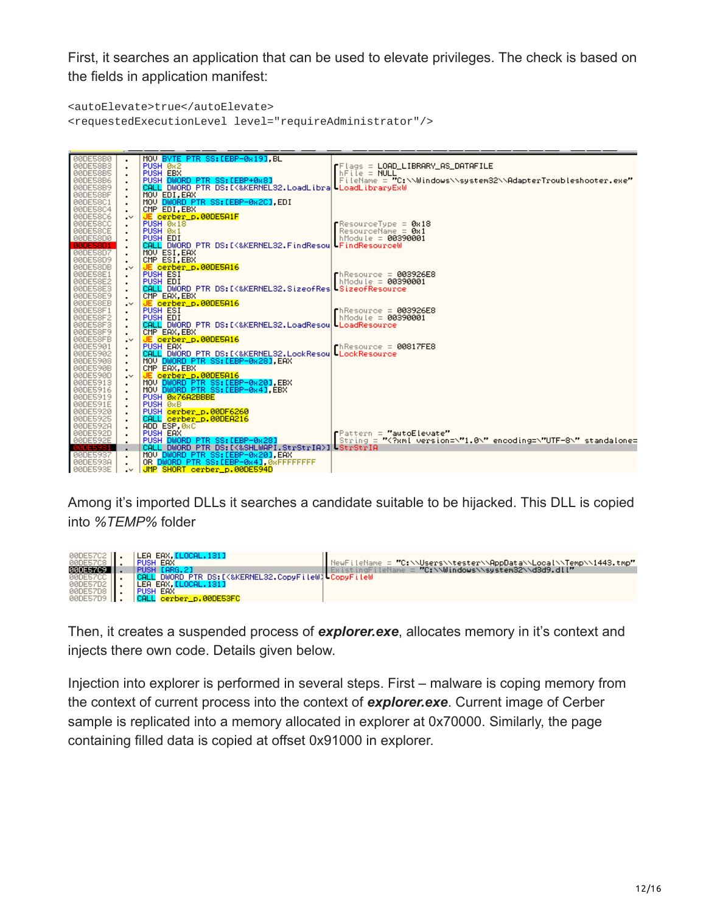First, it searches an application that can be used to elevate privileges. The check is based on the fields in application manifest:

```
<autoElevate>true</autoElevate>
<requestedExecutionLevel level="requireAdministrator"/>
```

Among it's imported DLLs it searches a candidate suitable to be hijacked. This DLL is copied into *%TEMP%* folder

Then, it creates a suspended process of ***explorer.exe***, allocates memory in it's context and injects there own code. Details given below.

Injection into explorer is performed in several steps. First – malware is coping memory from the context of current process into the context of ***explorer.exe***. Current image of Cerber sample is replicated into a memory allocated in explorer at 0x70000. Similarly, the page containing filled data is copied at offset 0x91000 in explorer.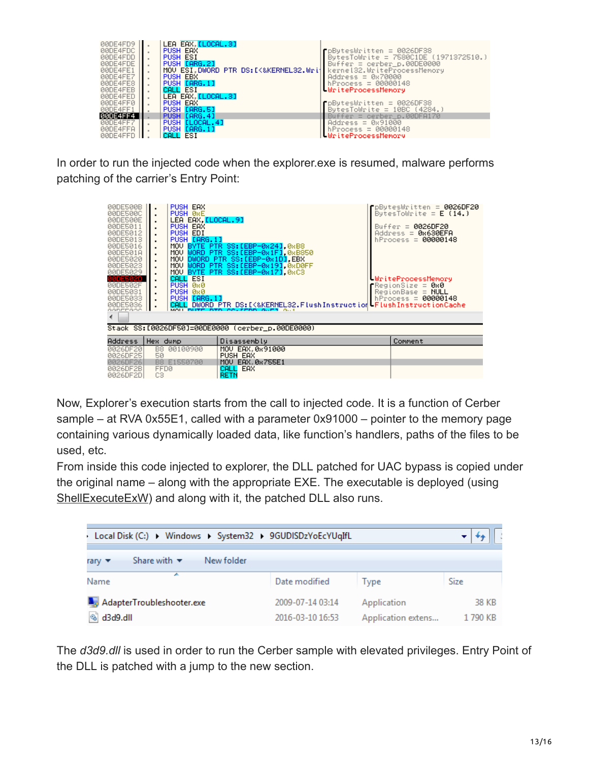In order to run the injected code when the explorer.exe is resumed, malware performs patching of the carrier's Entry Point:

Now, Explorer's execution starts from the call to injected code. It is a function of Cerber sample – at RVA 0x55E1, called with a parameter 0x91000 – pointer to the memory page containing various dynamically loaded data, like function's handlers, paths of the files to be used, etc.
From inside this code injected to explorer, the DLL patched for UAC bypass is copied under the original name – along with the appropriate EXE. The executable is deployed (using ShellExecuteExW) and along with it, the patched DLL also runs.

The *d3d9.dll* is used in order to run the Cerber sample with elevated privileges. Entry Point of the DLL is patched with a jump to the new section.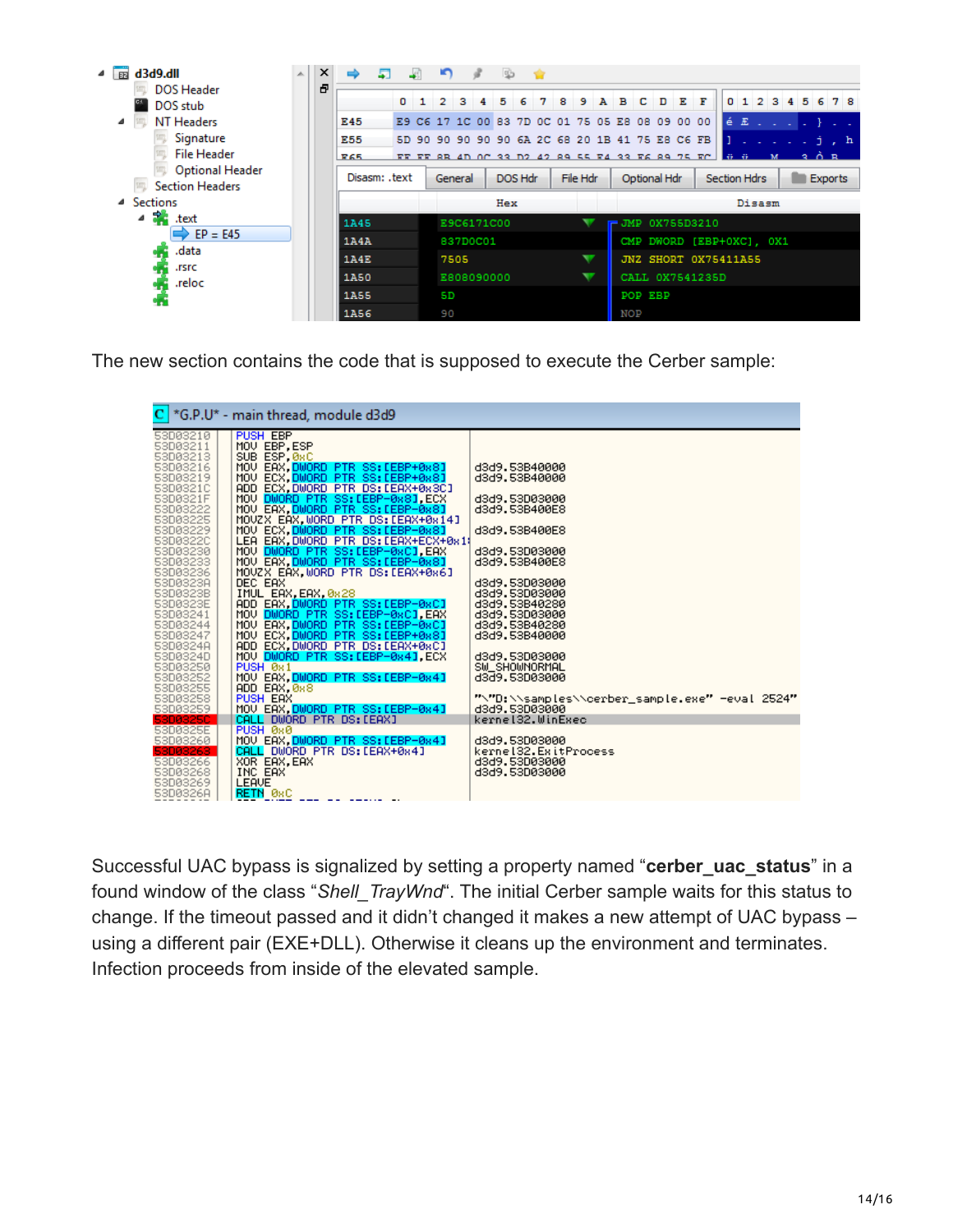The new section contains the code that is supposed to execute the Cerber sample:

Successful UAC bypass is signalized by setting a property named "**cerber_uac_status**" in a found window of the class "*Shell_TrayWnd*". The initial Cerber sample waits for this status to change. If the timeout passed and it didn't changed it makes a new attempt of UAC bypass – using a different pair (EXE+DLL). Otherwise it cleans up the environment and terminates. Infection proceeds from inside of the elevated sample.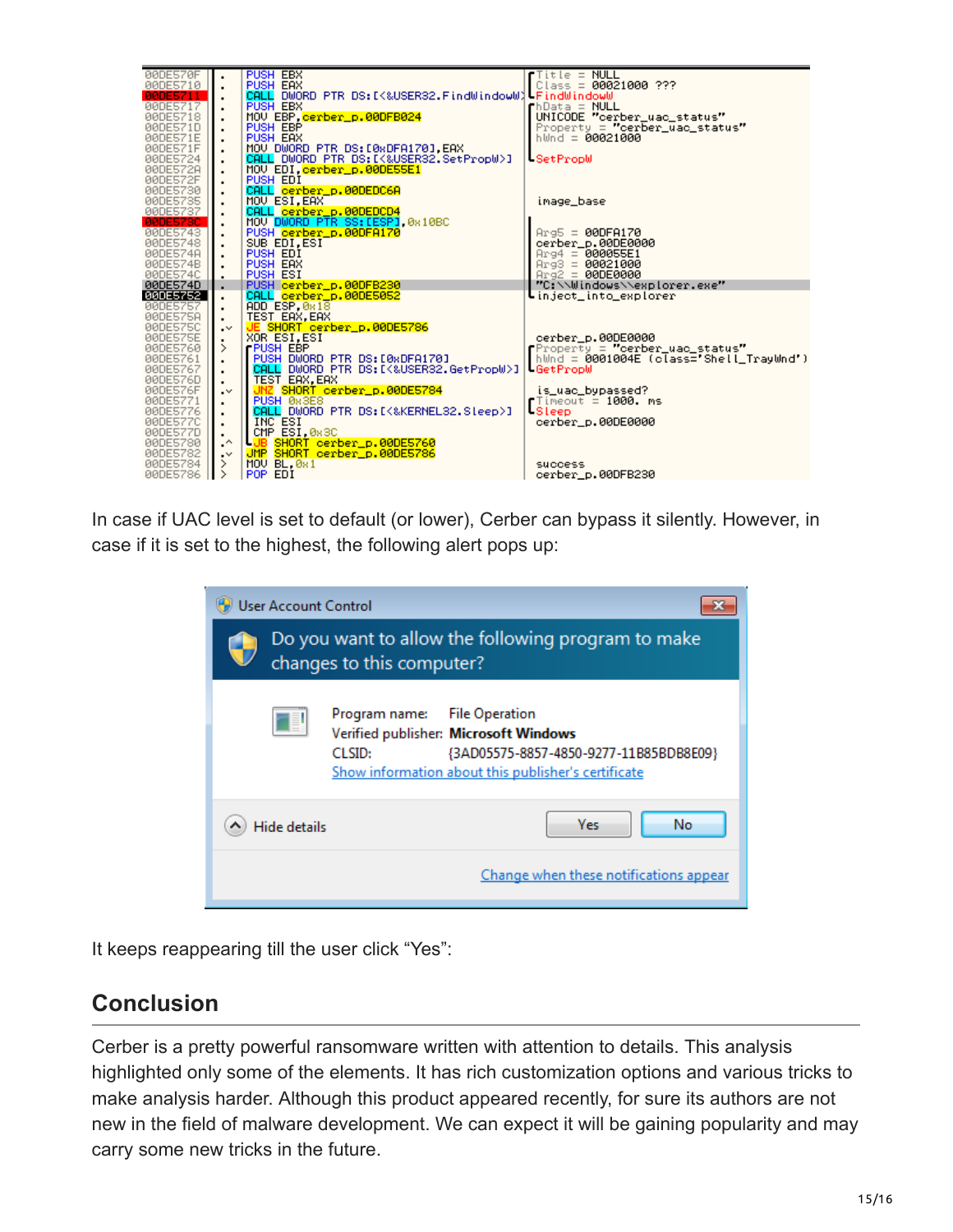In case if UAC level is set to default (or lower), Cerber can bypass it silently. However, in case if it is set to the highest, the following alert pops up:

It keeps reappearing till the user click "Yes":

## Conclusion

Cerber is a pretty powerful ransomware written with attention to details. This analysis highlighted only some of the elements. It has rich customization options and various tricks to make analysis harder. Although this product appeared recently, for sure its authors are not new in the field of malware development. We can expect it will be gaining popularity and may carry some new tricks in the future.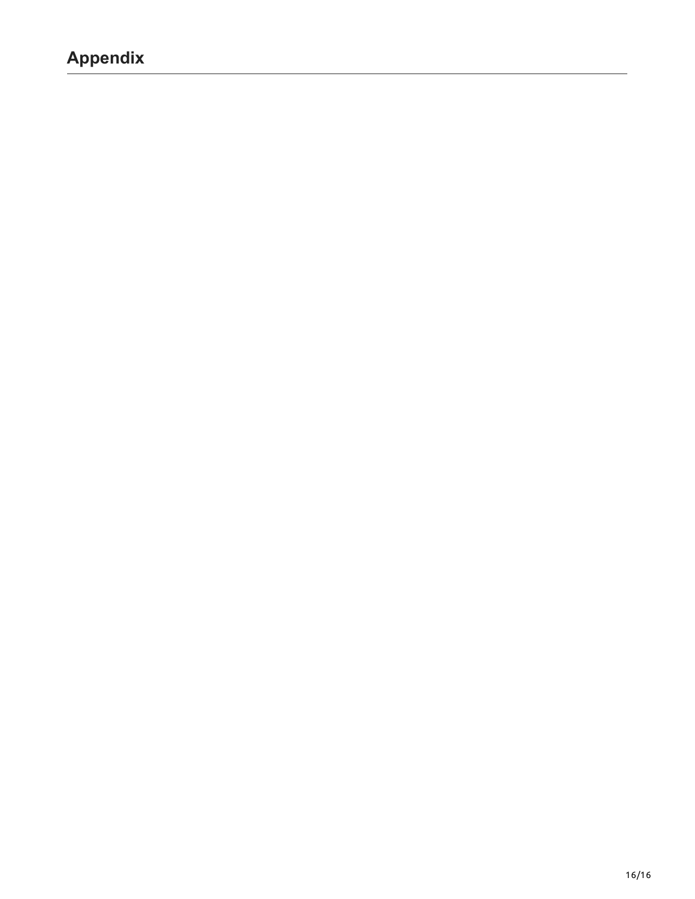## Appendix